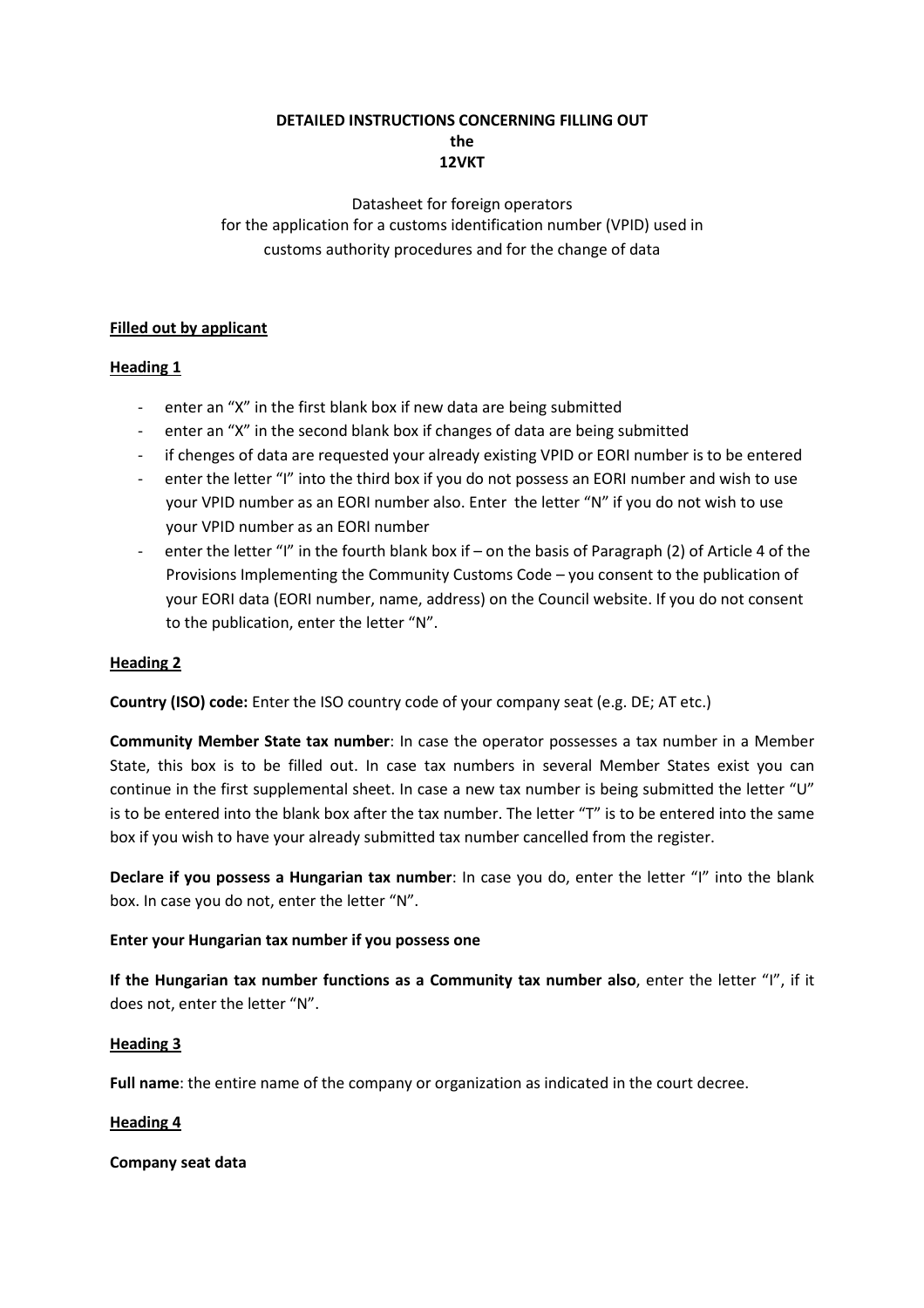**DETAILED INSTRUCTIONS CONCERNING FILLING OUT**
**the**
**12VKT**

Datasheet for foreign operators
for the application for a customs identification number (VPID) used in
customs authority procedures and for the change of data

**Filled out by applicant**

**Heading 1**

- enter an "X" in the first blank box if new data are being submitted
- enter an "X" in the second blank box if changes of data are being submitted
- if chenges of data are requested your already existing VPID or EORI number is to be entered
- enter the letter "I" into the third box if you do not possess an EORI number and wish to use your VPID number as an EORI number also. Enter the letter "N" if you do not wish to use your VPID number as an EORI number
- enter the letter "I" in the fourth blank box if – on the basis of Paragraph (2) of Article 4 of the Provisions Implementing the Community Customs Code – you consent to the publication of your EORI data (EORI number, name, address) on the Council website. If you do not consent to the publication, enter the letter "N".

**Heading 2**

**Country (ISO) code:** Enter the ISO country code of your company seat (e.g. DE; AT etc.)

**Community Member State tax number**: In case the operator possesses a tax number in a Member State, this box is to be filled out. In case tax numbers in several Member States exist you can continue in the first supplemental sheet. In case a new tax number is being submitted the letter "U" is to be entered into the blank box after the tax number. The letter "T" is to be entered into the same box if you wish to have your already submitted tax number cancelled from the register.

**Declare if you possess a Hungarian tax number**: In case you do, enter the letter "I" into the blank box. In case you do not, enter the letter "N".

**Enter your Hungarian tax number if you possess one**

**If the Hungarian tax number functions as a Community tax number also**, enter the letter "I", if it does not, enter the letter "N".

**Heading 3**

**Full name**: the entire name of the company or organization as indicated in the court decree.

**Heading 4**

**Company seat data**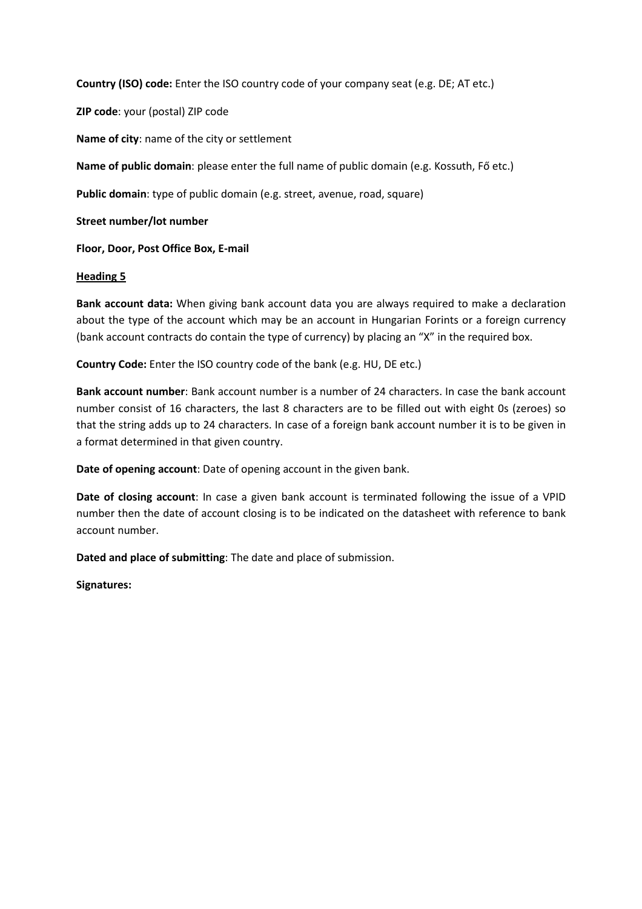**Country (ISO) code:** Enter the ISO country code of your company seat (e.g. DE; AT etc.)

**ZIP code**: your (postal) ZIP code

**Name of city**: name of the city or settlement

**Name of public domain**: please enter the full name of public domain (e.g. Kossuth, Fő etc.)

**Public domain**: type of public domain (e.g. street, avenue, road, square)

**Street number/lot number**

**Floor, Door, Post Office Box, E-mail**

**Heading 5**

**Bank account data:** When giving bank account data you are always required to make a declaration about the type of the account which may be an account in Hungarian Forints or a foreign currency (bank account contracts do contain the type of currency) by placing an "X" in the required box.

**Country Code:** Enter the ISO country code of the bank (e.g. HU, DE etc.)

**Bank account number**: Bank account number is a number of 24 characters. In case the bank account number consist of 16 characters, the last 8 characters are to be filled out with eight 0s (zeroes) so that the string adds up to 24 characters. In case of a foreign bank account number it is to be given in a format determined in that given country.

**Date of opening account**: Date of opening account in the given bank.

**Date of closing account**: In case a given bank account is terminated following the issue of a VPID number then the date of account closing is to be indicated on the datasheet with reference to bank account number.

**Dated and place of submitting**: The date and place of submission.

**Signatures:**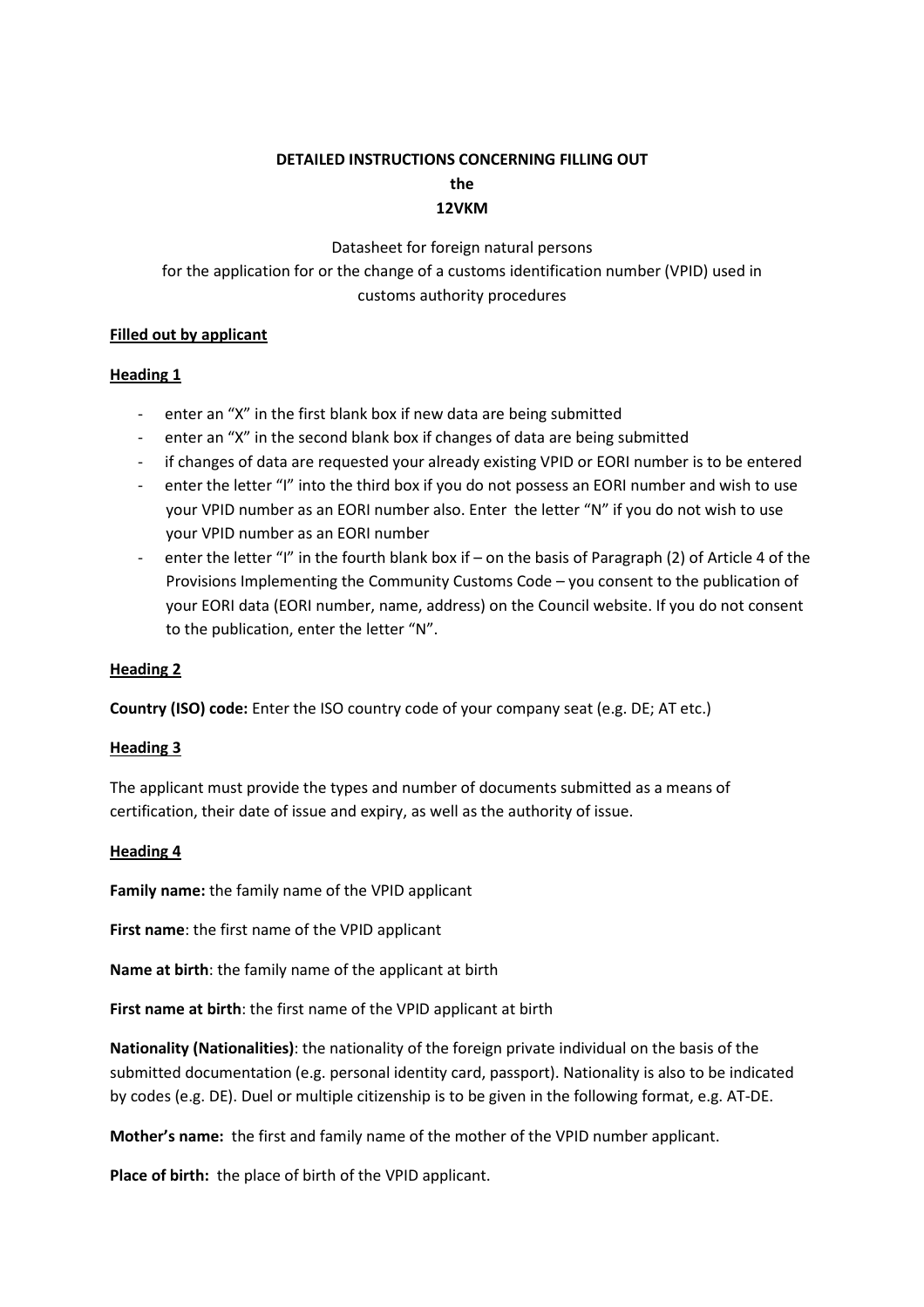**DETAILED INSTRUCTIONS CONCERNING FILLING OUT**

**the**

**12VKM**

Datasheet for foreign natural persons
for the application for or the change of a customs identification number (VPID) used in customs authority procedures

**Filled out by applicant**

**Heading 1**

- enter an "X" in the first blank box if new data are being submitted
- enter an "X" in the second blank box if changes of data are being submitted
- if changes of data are requested your already existing VPID or EORI number is to be entered
- enter the letter "I" into the third box if you do not possess an EORI number and wish to use your VPID number as an EORI number also. Enter the letter "N" if you do not wish to use your VPID number as an EORI number
- enter the letter "I" in the fourth blank box if – on the basis of Paragraph (2) of Article 4 of the Provisions Implementing the Community Customs Code – you consent to the publication of your EORI data (EORI number, name, address) on the Council website. If you do not consent to the publication, enter the letter "N".

**Heading 2**

**Country (ISO) code:** Enter the ISO country code of your company seat (e.g. DE; AT etc.)

**Heading 3**

The applicant must provide the types and number of documents submitted as a means of certification, their date of issue and expiry, as well as the authority of issue.

**Heading 4**

**Family name:** the family name of the VPID applicant

**First name**: the first name of the VPID applicant

**Name at birth**: the family name of the applicant at birth

**First name at birth**: the first name of the VPID applicant at birth

**Nationality (Nationalities)**: the nationality of the foreign private individual on the basis of the submitted documentation (e.g. personal identity card, passport). Nationality is also to be indicated by codes (e.g. DE). Duel or multiple citizenship is to be given in the following format, e.g. AT-DE.

**Mother's name:** the first and family name of the mother of the VPID number applicant.

**Place of birth:** the place of birth of the VPID applicant.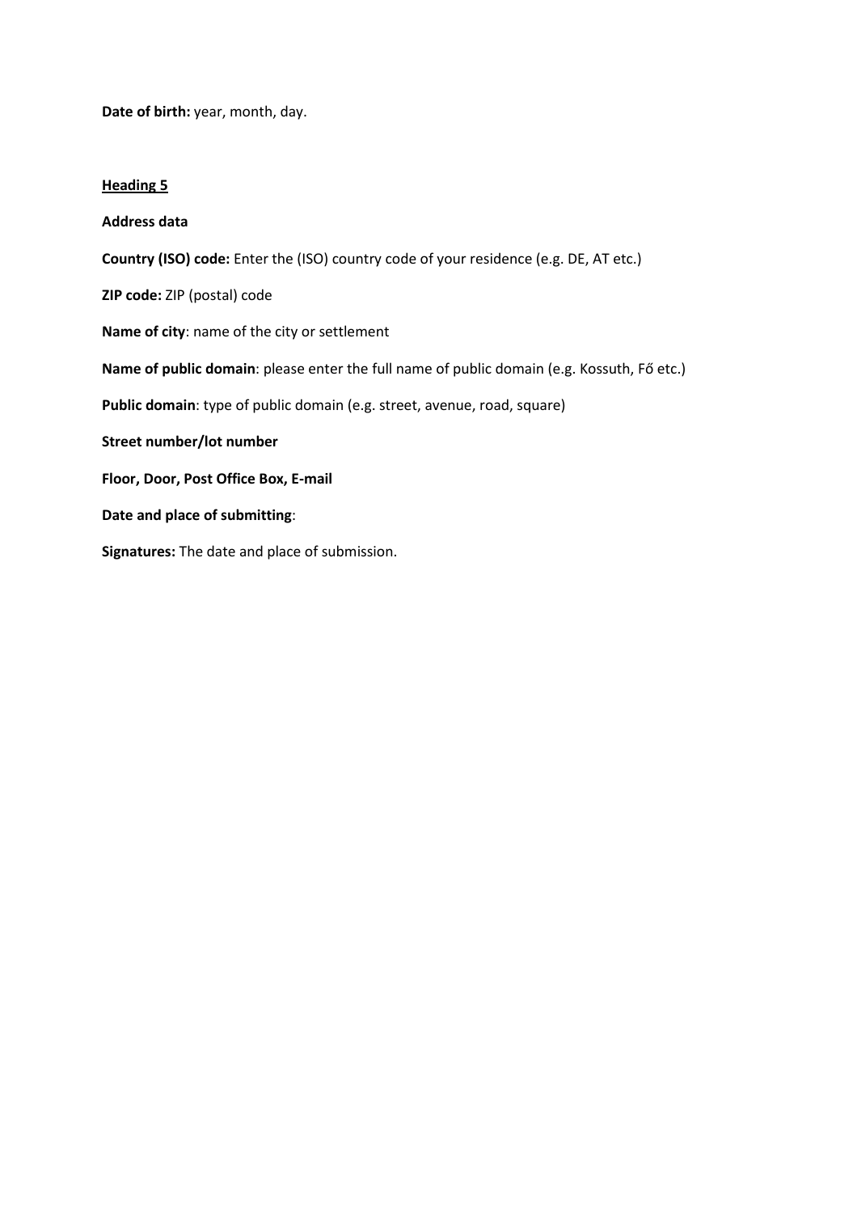**Date of birth:** year, month, day.

**Heading 5**

**Address data**

**Country (ISO) code:** Enter the (ISO) country code of your residence (e.g. DE, AT etc.)

**ZIP code:** ZIP (postal) code

**Name of city**: name of the city or settlement

**Name of public domain**: please enter the full name of public domain (e.g. Kossuth, Fő etc.)

**Public domain**: type of public domain (e.g. street, avenue, road, square)

**Street number/lot number**

**Floor, Door, Post Office Box, E-mail**

**Date and place of submitting**:

**Signatures:** The date and place of submission.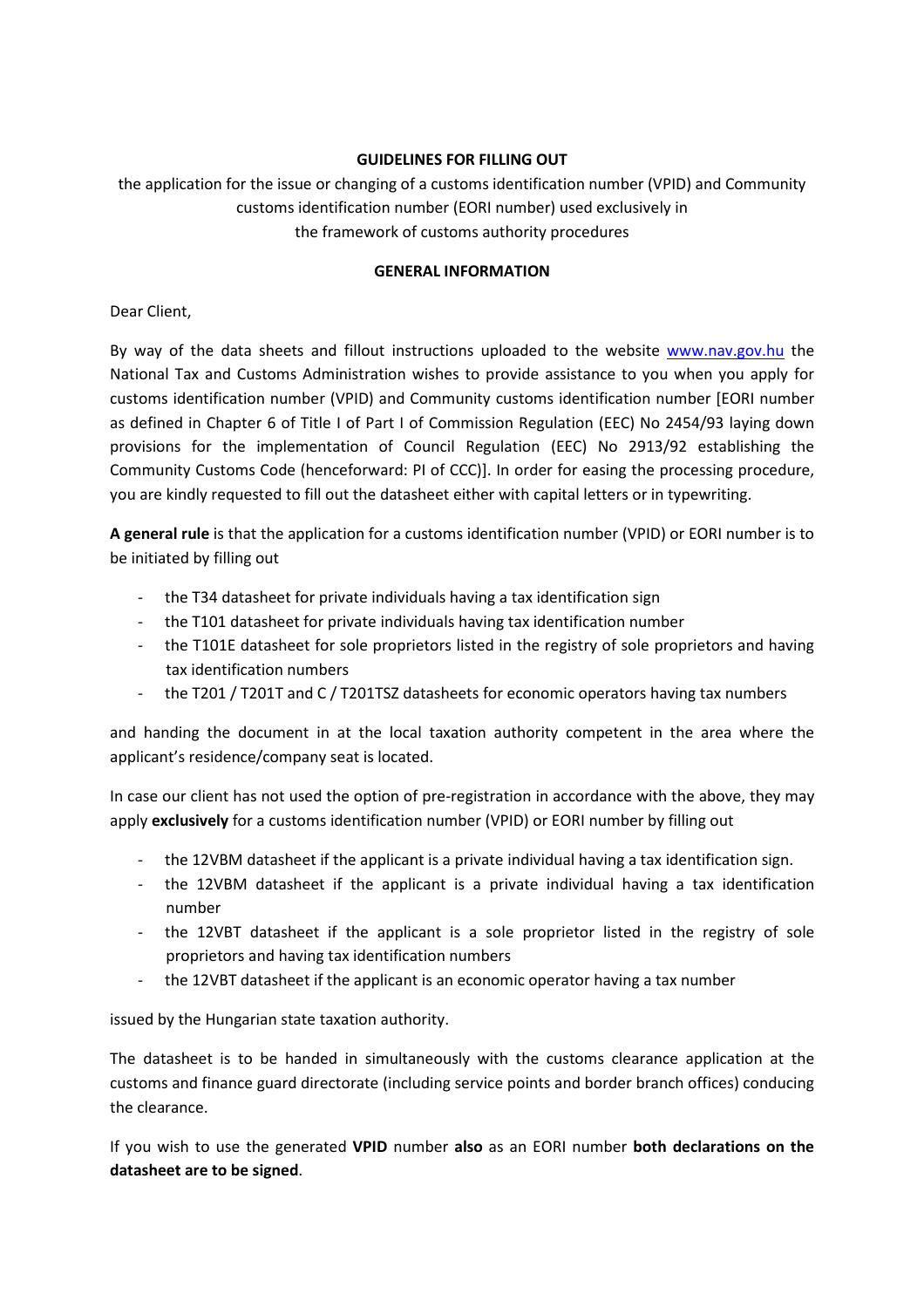**GUIDELINES FOR FILLING OUT**

the application for the issue or changing of a customs identification number (VPID) and Community customs identification number (EORI number) used exclusively in the framework of customs authority procedures

**GENERAL INFORMATION**

Dear Client,

By way of the data sheets and fillout instructions uploaded to the website www.nav.gov.hu the National Tax and Customs Administration wishes to provide assistance to you when you apply for customs identification number (VPID) and Community customs identification number [EORI number as defined in Chapter 6 of Title I of Part I of Commission Regulation (EEC) No 2454/93 laying down provisions for the implementation of Council Regulation (EEC) No 2913/92 establishing the Community Customs Code (henceforward: PI of CCC)]. In order for easing the processing procedure, you are kindly requested to fill out the datasheet either with capital letters or in typewriting.

**A general rule** is that the application for a customs identification number (VPID) or EORI number is to be initiated by filling out

- the T34 datasheet for private individuals having a tax identification sign
- the T101 datasheet for private individuals having tax identification number
- the T101E datasheet for sole proprietors listed in the registry of sole proprietors and having tax identification numbers
- the T201 / T201T and C / T201TSZ datasheets for economic operators having tax numbers

and handing the document in at the local taxation authority competent in the area where the applicant's residence/company seat is located.

In case our client has not used the option of pre-registration in accordance with the above, they may apply **exclusively** for a customs identification number (VPID) or EORI number by filling out

- the 12VBM datasheet if the applicant is a private individual having a tax identification sign.
- the 12VBM datasheet if the applicant is a private individual having a tax identification number
- the 12VBT datasheet if the applicant is a sole proprietor listed in the registry of sole proprietors and having tax identification numbers
- the 12VBT datasheet if the applicant is an economic operator having a tax number

issued by the Hungarian state taxation authority.

The datasheet is to be handed in simultaneously with the customs clearance application at the customs and finance guard directorate (including service points and border branch offices) conducing the clearance.

If you wish to use the generated **VPID** number **also** as an EORI number **both declarations on the datasheet are to be signed**.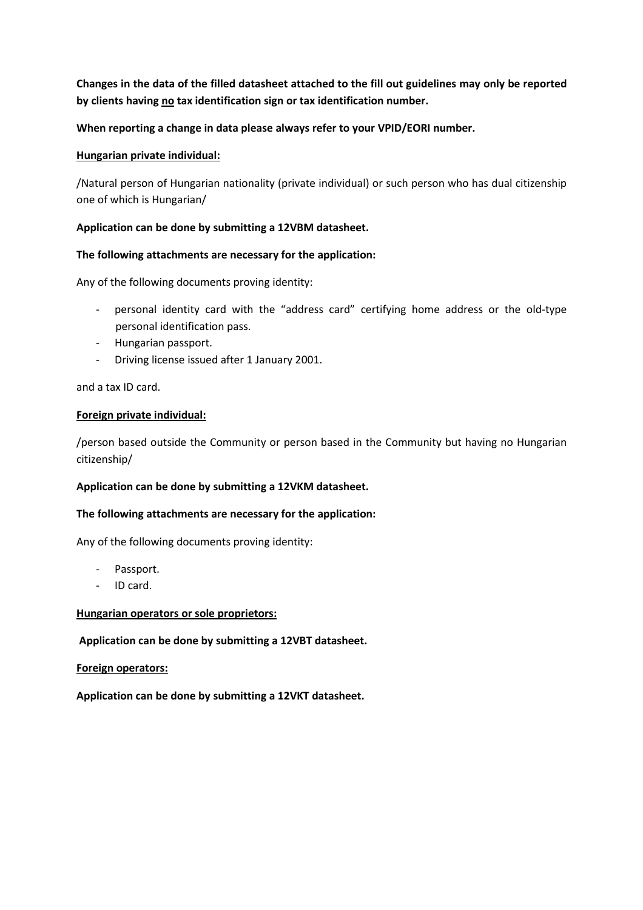**Changes in the data of the filled datasheet attached to the fill out guidelines may only be reported by clients having <u>no</u> tax identification sign or tax identification number.**

**When reporting a change in data please always refer to your VPID/EORI number.**

**<u>Hungarian private individual:</u>**

/Natural person of Hungarian nationality (private individual) or such person who has dual citizenship one of which is Hungarian/

**Application can be done by submitting a 12VBM datasheet.**

**The following attachments are necessary for the application:**

Any of the following documents proving identity:

- personal identity card with the "address card" certifying home address or the old-type personal identification pass.
- Hungarian passport.
- Driving license issued after 1 January 2001.

and a tax ID card.

**<u>Foreign private individual:</u>**

/person based outside the Community or person based in the Community but having no Hungarian citizenship/

**Application can be done by submitting a 12VKM datasheet.**

**The following attachments are necessary for the application:**

Any of the following documents proving identity:

- Passport.
- ID card.

**<u>Hungarian operators or sole proprietors:</u>**

**Application can be done by submitting a 12VBT datasheet.**

**<u>Foreign operators:</u>**

**Application can be done by submitting a 12VKT datasheet.**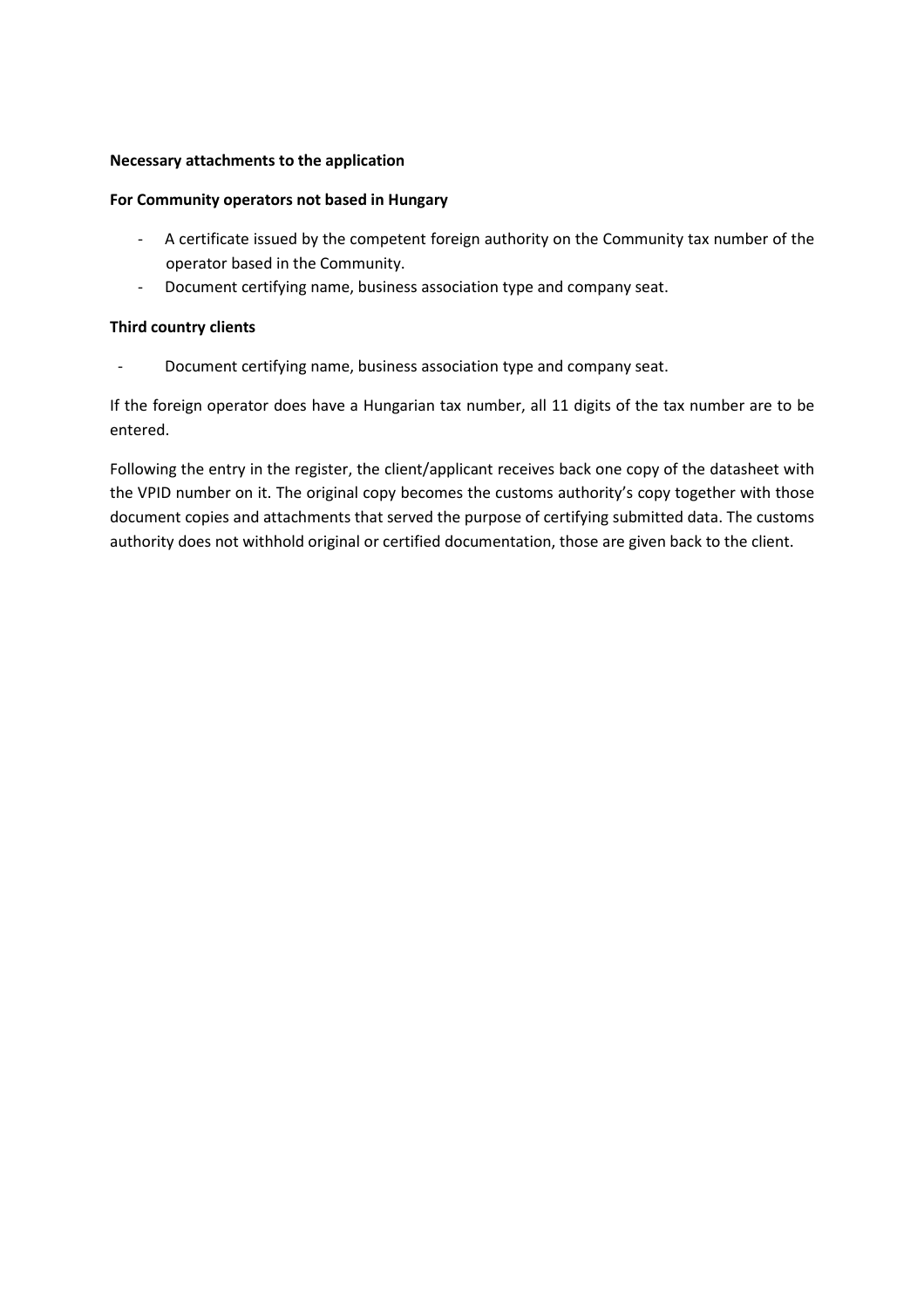**Necessary attachments to the application**

**For Community operators not based in Hungary**

- A certificate issued by the competent foreign authority on the Community tax number of the operator based in the Community.
- Document certifying name, business association type and company seat.

**Third country clients**

- Document certifying name, business association type and company seat.

If the foreign operator does have a Hungarian tax number, all 11 digits of the tax number are to be entered.

Following the entry in the register, the client/applicant receives back one copy of the datasheet with the VPID number on it. The original copy becomes the customs authority's copy together with those document copies and attachments that served the purpose of certifying submitted data. The customs authority does not withhold original or certified documentation, those are given back to the client.